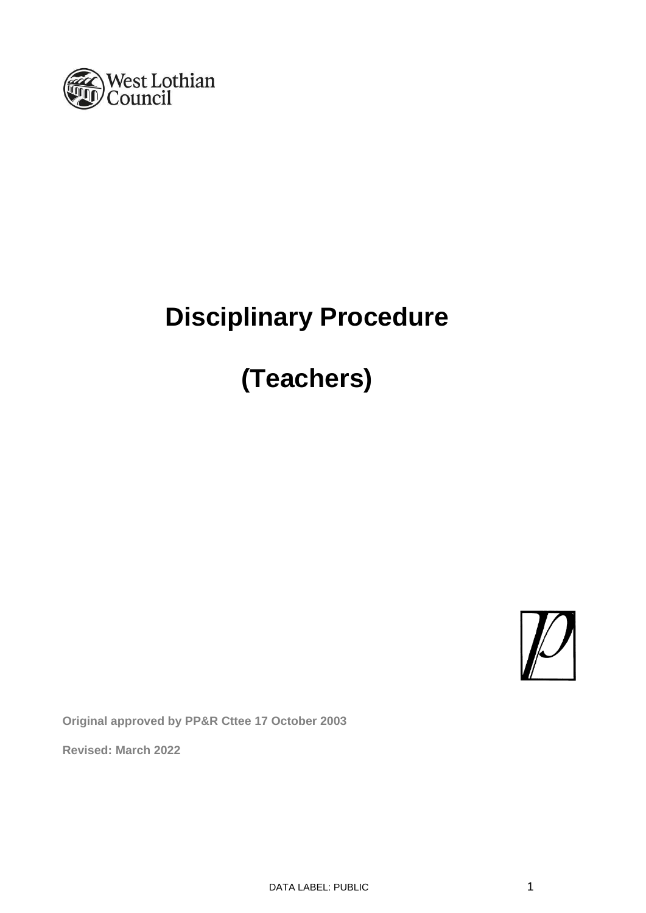West Lothian Council

# Disciplinary Procedure

# (Teachers)

**Original approved by PP&R Cttee 17 October 2003**

**Revised: March 2022**

DATA LABEL: PUBLIC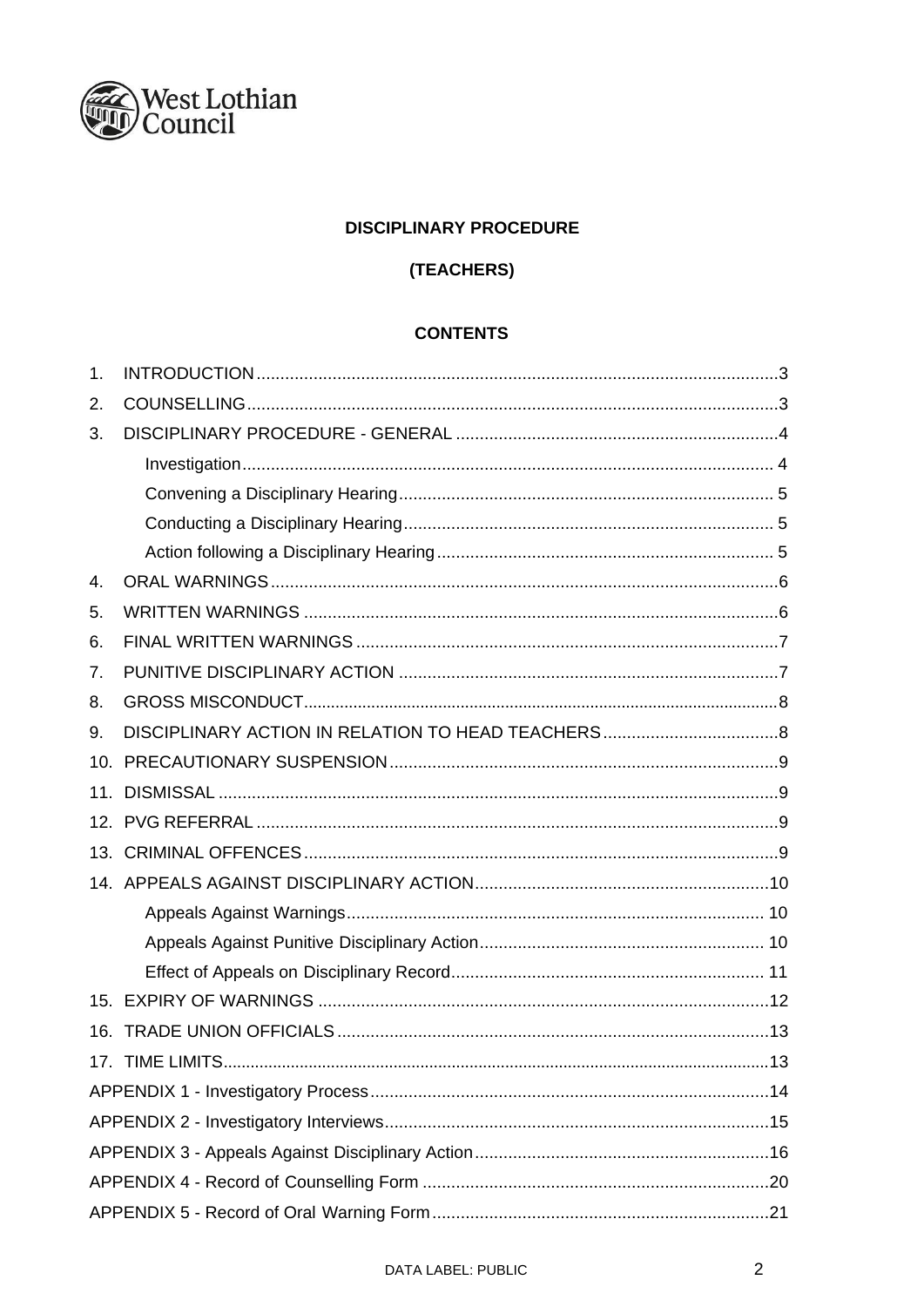**DISCIPLINARY PROCEDURE**

**(TEACHERS)**

**CONTENTS**

1. INTRODUCTION ... 3
2. COUNSELLING ... 3
3. DISCIPLINARY PROCEDURE - GENERAL ... 4
   - Investigation ... 4
   - Convening a Disciplinary Hearing ... 5
   - Conducting a Disciplinary Hearing ... 5
   - Action following a Disciplinary Hearing ... 5
4. ORAL WARNINGS ... 6
5. WRITTEN WARNINGS ... 6
6. FINAL WRITTEN WARNINGS ... 7
7. PUNITIVE DISCIPLINARY ACTION ... 7
8. GROSS MISCONDUCT ... 8
9. DISCIPLINARY ACTION IN RELATION TO HEAD TEACHERS ... 8
10. PRECAUTIONARY SUSPENSION ... 9
11. DISMISSAL ... 9
12. PVG REFERRAL ... 9
13. CRIMINAL OFFENCES ... 9
14. APPEALS AGAINST DISCIPLINARY ACTION ... 10
    - Appeals Against Warnings ... 10
    - Appeals Against Punitive Disciplinary Action ... 10
    - Effect of Appeals on Disciplinary Record ... 11
15. EXPIRY OF WARNINGS ... 12
16. TRADE UNION OFFICIALS ... 13
17. TIME LIMITS ... 13

APPENDIX 1 - Investigatory Process ... 14

APPENDIX 2 - Investigatory Interviews ... 15

APPENDIX 3 - Appeals Against Disciplinary Action ... 16

APPENDIX 4 - Record of Counselling Form ... 20

APPENDIX 5 - Record of Oral Warning Form ... 21

DATA LABEL: PUBLIC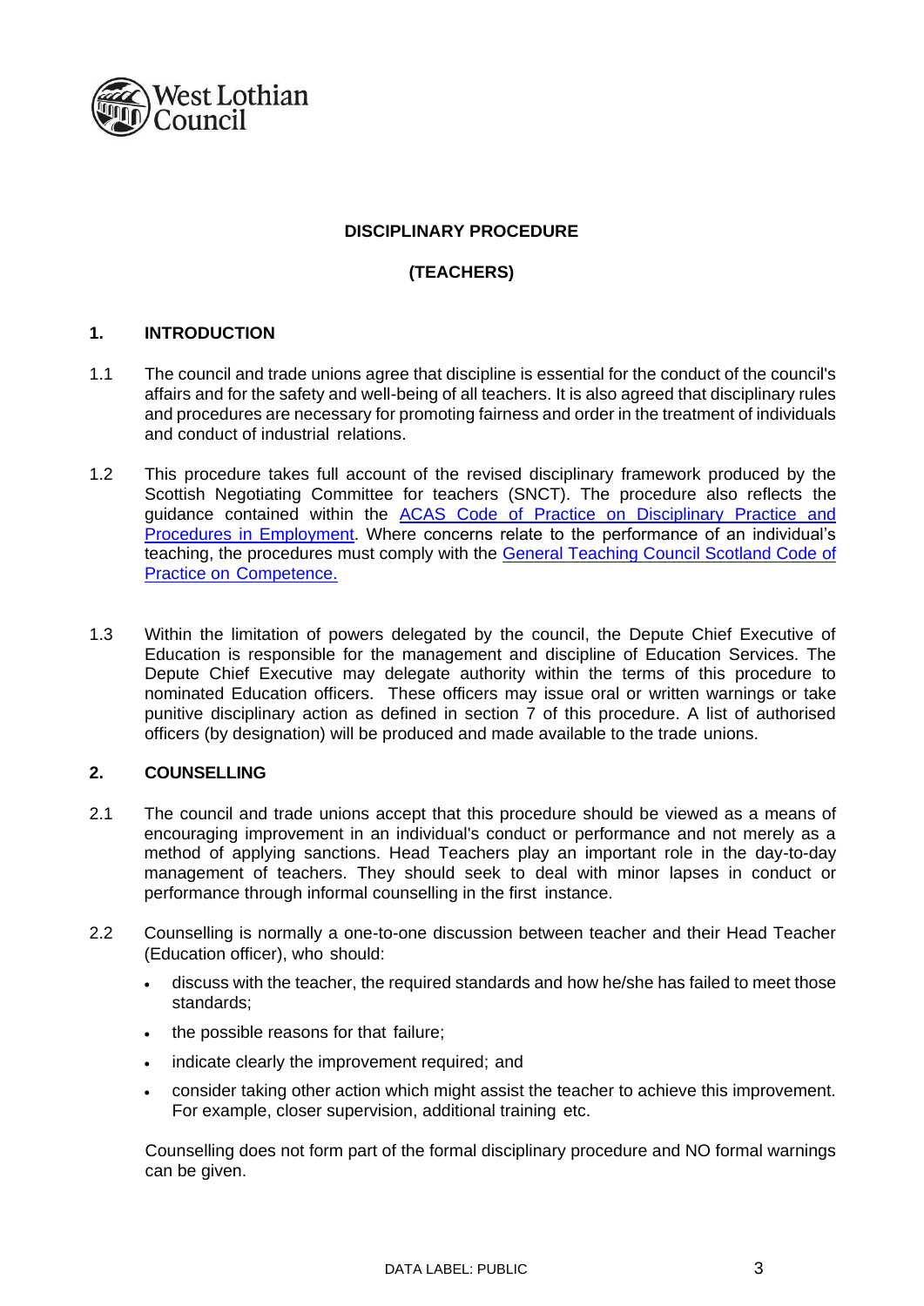West Lothian Council

**DISCIPLINARY PROCEDURE**

**(TEACHERS)**

## 1. INTRODUCTION

1.1 The council and trade unions agree that discipline is essential for the conduct of the council's affairs and for the safety and well-being of all teachers. It is also agreed that disciplinary rules and procedures are necessary for promoting fairness and order in the treatment of individuals and conduct of industrial relations.

1.2 This procedure takes full account of the revised disciplinary framework produced by the Scottish Negotiating Committee for teachers (SNCT). The procedure also reflects the guidance contained within the ACAS Code of Practice on Disciplinary Practice and Procedures in Employment. Where concerns relate to the performance of an individual's teaching, the procedures must comply with the General Teaching Council Scotland Code of Practice on Competence.

1.3 Within the limitation of powers delegated by the council, the Depute Chief Executive of Education is responsible for the management and discipline of Education Services. The Depute Chief Executive may delegate authority within the terms of this procedure to nominated Education officers. These officers may issue oral or written warnings or take punitive disciplinary action as defined in section 7 of this procedure. A list of authorised officers (by designation) will be produced and made available to the trade unions.

## 2. COUNSELLING

2.1 The council and trade unions accept that this procedure should be viewed as a means of encouraging improvement in an individual's conduct or performance and not merely as a method of applying sanctions. Head Teachers play an important role in the day-to-day management of teachers. They should seek to deal with minor lapses in conduct or performance through informal counselling in the first instance.

2.2 Counselling is normally a one-to-one discussion between teacher and their Head Teacher (Education officer), who should:

- discuss with the teacher, the required standards and how he/she has failed to meet those standards;
- the possible reasons for that failure;
- indicate clearly the improvement required; and
- consider taking other action which might assist the teacher to achieve this improvement. For example, closer supervision, additional training etc.

Counselling does not form part of the formal disciplinary procedure and NO formal warnings can be given.

DATA LABEL: PUBLIC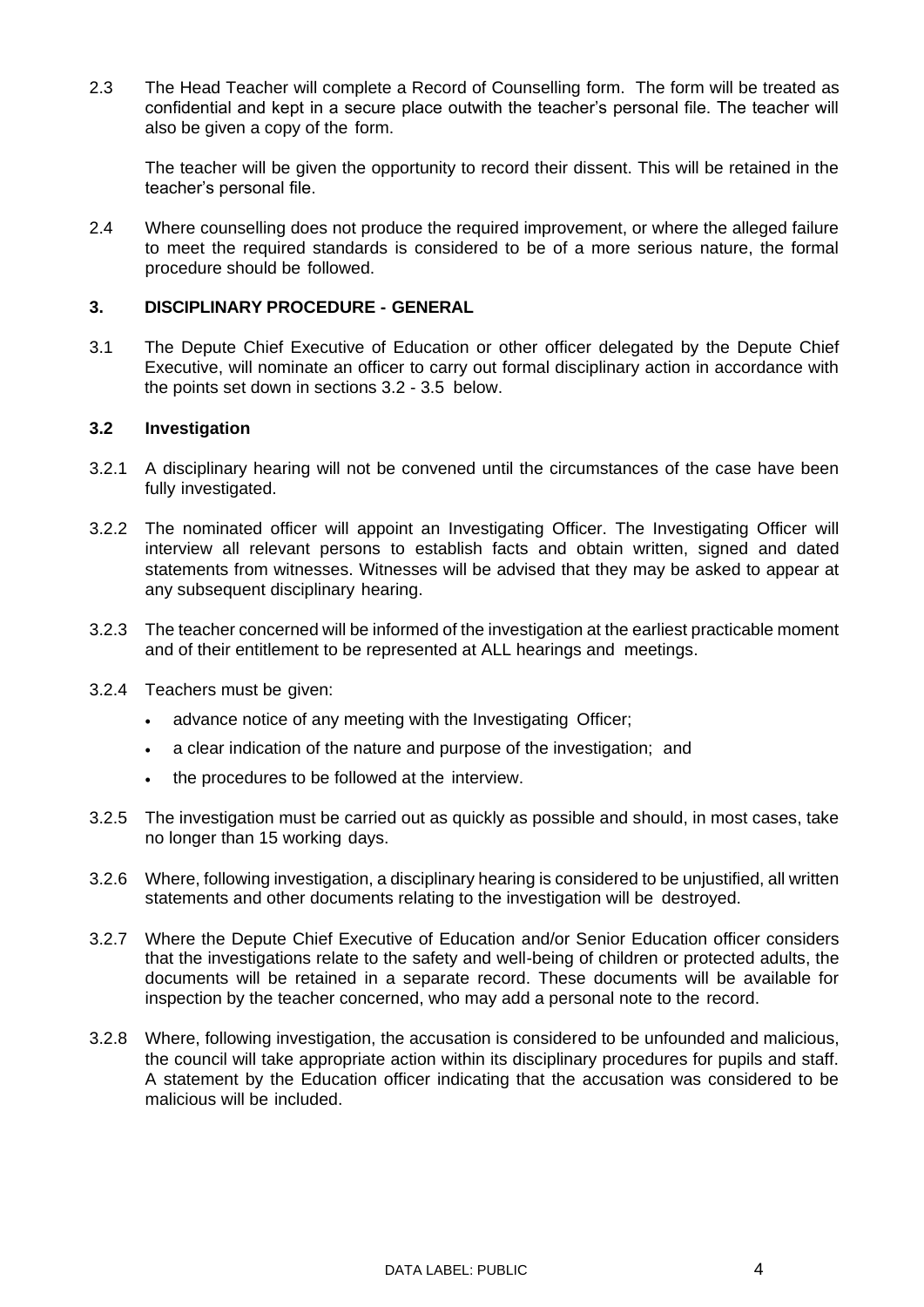2.3 The Head Teacher will complete a Record of Counselling form. The form will be treated as confidential and kept in a secure place outwith the teacher's personal file. The teacher will also be given a copy of the form.

The teacher will be given the opportunity to record their dissent. This will be retained in the teacher's personal file.

2.4 Where counselling does not produce the required improvement, or where the alleged failure to meet the required standards is considered to be of a more serious nature, the formal procedure should be followed.

## 3. DISCIPLINARY PROCEDURE - GENERAL

3.1 The Depute Chief Executive of Education or other officer delegated by the Depute Chief Executive, will nominate an officer to carry out formal disciplinary action in accordance with the points set down in sections 3.2 - 3.5 below.

### 3.2 Investigation

3.2.1 A disciplinary hearing will not be convened until the circumstances of the case have been fully investigated.

3.2.2 The nominated officer will appoint an Investigating Officer. The Investigating Officer will interview all relevant persons to establish facts and obtain written, signed and dated statements from witnesses. Witnesses will be advised that they may be asked to appear at any subsequent disciplinary hearing.

3.2.3 The teacher concerned will be informed of the investigation at the earliest practicable moment and of their entitlement to be represented at ALL hearings and meetings.

3.2.4 Teachers must be given:

- advance notice of any meeting with the Investigating Officer;
- a clear indication of the nature and purpose of the investigation; and
- the procedures to be followed at the interview.

3.2.5 The investigation must be carried out as quickly as possible and should, in most cases, take no longer than 15 working days.

3.2.6 Where, following investigation, a disciplinary hearing is considered to be unjustified, all written statements and other documents relating to the investigation will be destroyed.

3.2.7 Where the Depute Chief Executive of Education and/or Senior Education officer considers that the investigations relate to the safety and well-being of children or protected adults, the documents will be retained in a separate record. These documents will be available for inspection by the teacher concerned, who may add a personal note to the record.

3.2.8 Where, following investigation, the accusation is considered to be unfounded and malicious, the council will take appropriate action within its disciplinary procedures for pupils and staff. A statement by the Education officer indicating that the accusation was considered to be malicious will be included.

DATA LABEL: PUBLIC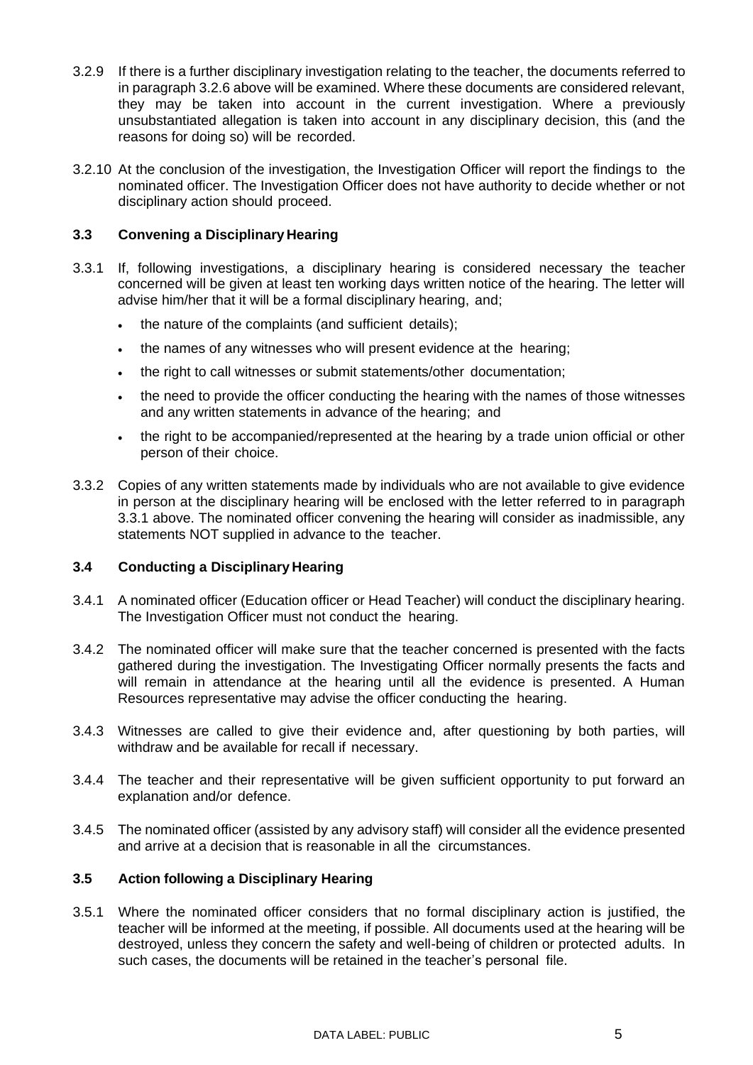3.2.9 If there is a further disciplinary investigation relating to the teacher, the documents referred to in paragraph 3.2.6 above will be examined. Where these documents are considered relevant, they may be taken into account in the current investigation. Where a previously unsubstantiated allegation is taken into account in any disciplinary decision, this (and the reasons for doing so) will be recorded.

3.2.10 At the conclusion of the investigation, the Investigation Officer will report the findings to the nominated officer. The Investigation Officer does not have authority to decide whether or not disciplinary action should proceed.

### 3.3 Convening a Disciplinary Hearing

3.3.1 If, following investigations, a disciplinary hearing is considered necessary the teacher concerned will be given at least ten working days written notice of the hearing. The letter will advise him/her that it will be a formal disciplinary hearing, and;

- the nature of the complaints (and sufficient details);
- the names of any witnesses who will present evidence at the hearing;
- the right to call witnesses or submit statements/other documentation;
- the need to provide the officer conducting the hearing with the names of those witnesses and any written statements in advance of the hearing; and
- the right to be accompanied/represented at the hearing by a trade union official or other person of their choice.

3.3.2 Copies of any written statements made by individuals who are not available to give evidence in person at the disciplinary hearing will be enclosed with the letter referred to in paragraph 3.3.1 above. The nominated officer convening the hearing will consider as inadmissible, any statements NOT supplied in advance to the teacher.

### 3.4 Conducting a Disciplinary Hearing

3.4.1 A nominated officer (Education officer or Head Teacher) will conduct the disciplinary hearing. The Investigation Officer must not conduct the hearing.

3.4.2 The nominated officer will make sure that the teacher concerned is presented with the facts gathered during the investigation. The Investigating Officer normally presents the facts and will remain in attendance at the hearing until all the evidence is presented. A Human Resources representative may advise the officer conducting the hearing.

3.4.3 Witnesses are called to give their evidence and, after questioning by both parties, will withdraw and be available for recall if necessary.

3.4.4 The teacher and their representative will be given sufficient opportunity to put forward an explanation and/or defence.

3.4.5 The nominated officer (assisted by any advisory staff) will consider all the evidence presented and arrive at a decision that is reasonable in all the circumstances.

### 3.5 Action following a Disciplinary Hearing

3.5.1 Where the nominated officer considers that no formal disciplinary action is justified, the teacher will be informed at the meeting, if possible. All documents used at the hearing will be destroyed, unless they concern the safety and well-being of children or protected adults. In such cases, the documents will be retained in the teacher's personal file.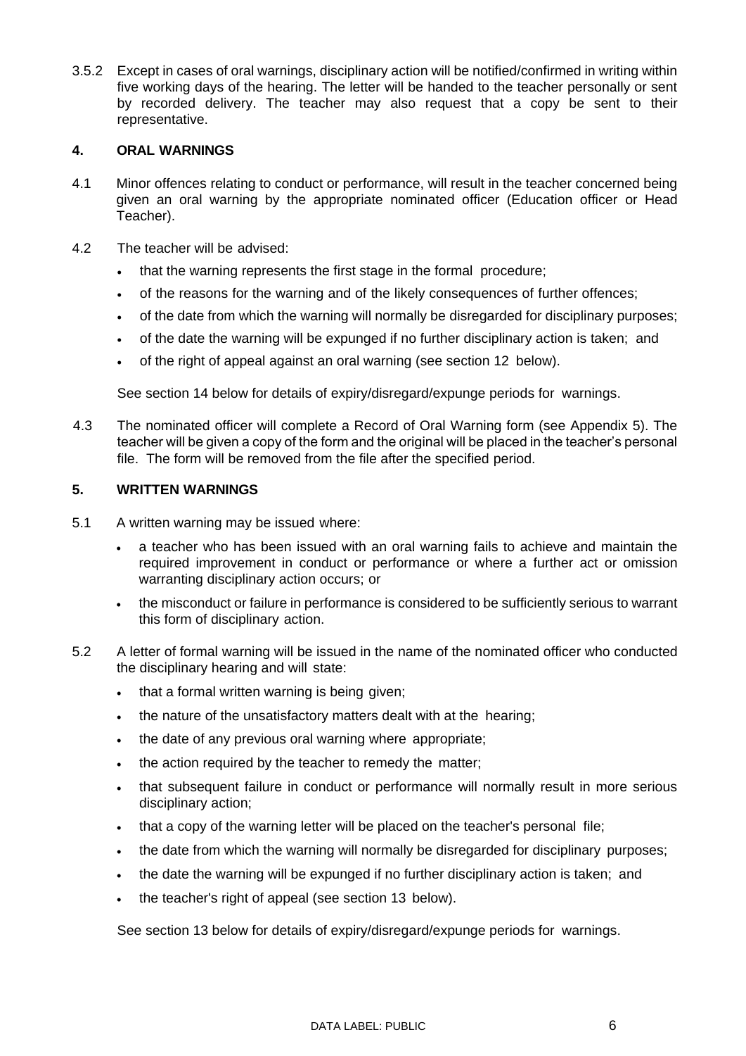3.5.2 Except in cases of oral warnings, disciplinary action will be notified/confirmed in writing within five working days of the hearing. The letter will be handed to the teacher personally or sent by recorded delivery. The teacher may also request that a copy be sent to their representative.

## 4. ORAL WARNINGS

4.1 Minor offences relating to conduct or performance, will result in the teacher concerned being given an oral warning by the appropriate nominated officer (Education officer or Head Teacher).

4.2 The teacher will be advised:

- that the warning represents the first stage in the formal procedure;
- of the reasons for the warning and of the likely consequences of further offences;
- of the date from which the warning will normally be disregarded for disciplinary purposes;
- of the date the warning will be expunged if no further disciplinary action is taken; and
- of the right of appeal against an oral warning (see section 12 below).

See section 14 below for details of expiry/disregard/expunge periods for warnings.

4.3 The nominated officer will complete a Record of Oral Warning form (see Appendix 5). The teacher will be given a copy of the form and the original will be placed in the teacher's personal file. The form will be removed from the file after the specified period.

## 5. WRITTEN WARNINGS

5.1 A written warning may be issued where:

- a teacher who has been issued with an oral warning fails to achieve and maintain the required improvement in conduct or performance or where a further act or omission warranting disciplinary action occurs; or
- the misconduct or failure in performance is considered to be sufficiently serious to warrant this form of disciplinary action.

5.2 A letter of formal warning will be issued in the name of the nominated officer who conducted the disciplinary hearing and will state:

- that a formal written warning is being given;
- the nature of the unsatisfactory matters dealt with at the hearing;
- the date of any previous oral warning where appropriate;
- the action required by the teacher to remedy the matter;
- that subsequent failure in conduct or performance will normally result in more serious disciplinary action;
- that a copy of the warning letter will be placed on the teacher's personal file;
- the date from which the warning will normally be disregarded for disciplinary purposes;
- the date the warning will be expunged if no further disciplinary action is taken; and
- the teacher's right of appeal (see section 13 below).

See section 13 below for details of expiry/disregard/expunge periods for warnings.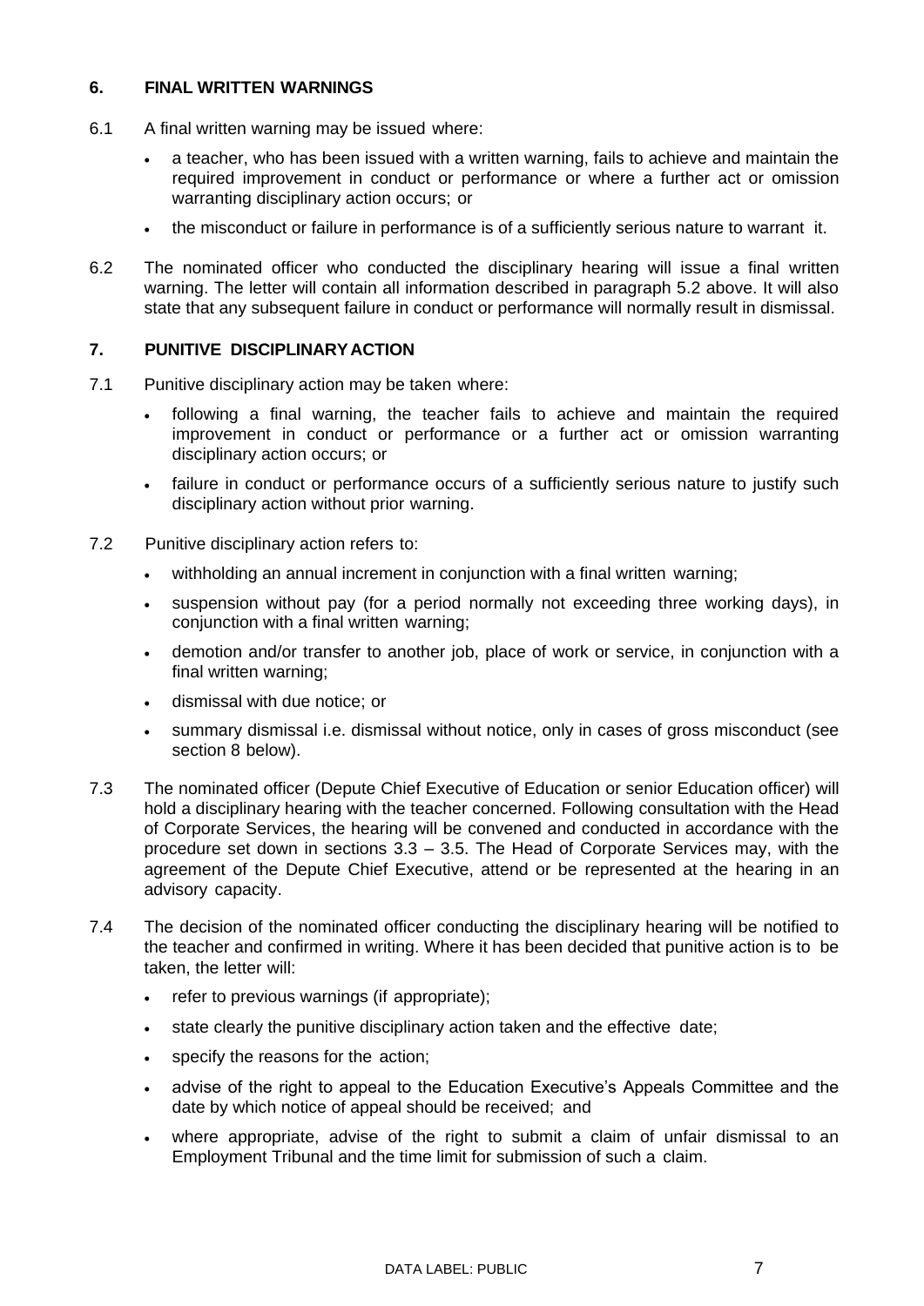## 6. FINAL WRITTEN WARNINGS

6.1 A final written warning may be issued where:

- a teacher, who has been issued with a written warning, fails to achieve and maintain the required improvement in conduct or performance or where a further act or omission warranting disciplinary action occurs; or
- the misconduct or failure in performance is of a sufficiently serious nature to warrant it.

6.2 The nominated officer who conducted the disciplinary hearing will issue a final written warning. The letter will contain all information described in paragraph 5.2 above. It will also state that any subsequent failure in conduct or performance will normally result in dismissal.

## 7. PUNITIVE DISCIPLINARY ACTION

7.1 Punitive disciplinary action may be taken where:

- following a final warning, the teacher fails to achieve and maintain the required improvement in conduct or performance or a further act or omission warranting disciplinary action occurs; or
- failure in conduct or performance occurs of a sufficiently serious nature to justify such disciplinary action without prior warning.

7.2 Punitive disciplinary action refers to:

- withholding an annual increment in conjunction with a final written warning;
- suspension without pay (for a period normally not exceeding three working days), in conjunction with a final written warning;
- demotion and/or transfer to another job, place of work or service, in conjunction with a final written warning;
- dismissal with due notice; or
- summary dismissal i.e. dismissal without notice, only in cases of gross misconduct (see section 8 below).

7.3 The nominated officer (Depute Chief Executive of Education or senior Education officer) will hold a disciplinary hearing with the teacher concerned. Following consultation with the Head of Corporate Services, the hearing will be convened and conducted in accordance with the procedure set down in sections 3.3 – 3.5. The Head of Corporate Services may, with the agreement of the Depute Chief Executive, attend or be represented at the hearing in an advisory capacity.

7.4 The decision of the nominated officer conducting the disciplinary hearing will be notified to the teacher and confirmed in writing. Where it has been decided that punitive action is to be taken, the letter will:

- refer to previous warnings (if appropriate);
- state clearly the punitive disciplinary action taken and the effective date;
- specify the reasons for the action;
- advise of the right to appeal to the Education Executive's Appeals Committee and the date by which notice of appeal should be received; and
- where appropriate, advise of the right to submit a claim of unfair dismissal to an Employment Tribunal and the time limit for submission of such a claim.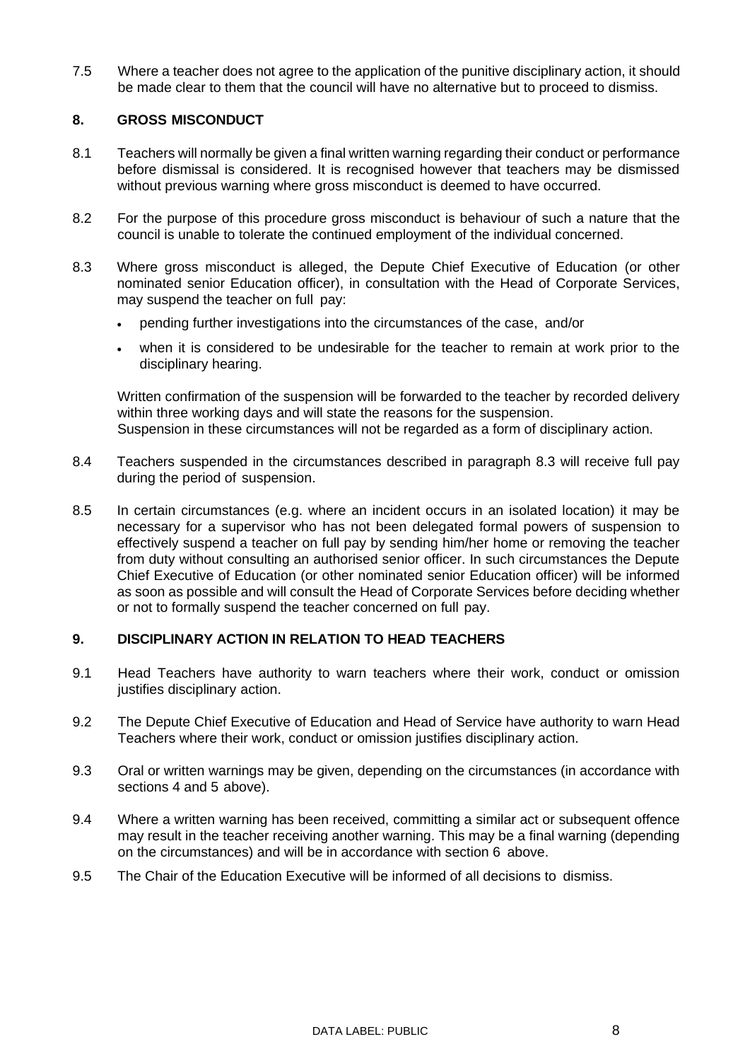7.5 Where a teacher does not agree to the application of the punitive disciplinary action, it should be made clear to them that the council will have no alternative but to proceed to dismiss.

## 8. GROSS MISCONDUCT

8.1 Teachers will normally be given a final written warning regarding their conduct or performance before dismissal is considered. It is recognised however that teachers may be dismissed without previous warning where gross misconduct is deemed to have occurred.

8.2 For the purpose of this procedure gross misconduct is behaviour of such a nature that the council is unable to tolerate the continued employment of the individual concerned.

8.3 Where gross misconduct is alleged, the Depute Chief Executive of Education (or other nominated senior Education officer), in consultation with the Head of Corporate Services, may suspend the teacher on full pay:

- pending further investigations into the circumstances of the case, and/or
- when it is considered to be undesirable for the teacher to remain at work prior to the disciplinary hearing.

Written confirmation of the suspension will be forwarded to the teacher by recorded delivery within three working days and will state the reasons for the suspension.
Suspension in these circumstances will not be regarded as a form of disciplinary action.

8.4 Teachers suspended in the circumstances described in paragraph 8.3 will receive full pay during the period of suspension.

8.5 In certain circumstances (e.g. where an incident occurs in an isolated location) it may be necessary for a supervisor who has not been delegated formal powers of suspension to effectively suspend a teacher on full pay by sending him/her home or removing the teacher from duty without consulting an authorised senior officer. In such circumstances the Depute Chief Executive of Education (or other nominated senior Education officer) will be informed as soon as possible and will consult the Head of Corporate Services before deciding whether or not to formally suspend the teacher concerned on full pay.

## 9. DISCIPLINARY ACTION IN RELATION TO HEAD TEACHERS

9.1 Head Teachers have authority to warn teachers where their work, conduct or omission justifies disciplinary action.

9.2 The Depute Chief Executive of Education and Head of Service have authority to warn Head Teachers where their work, conduct or omission justifies disciplinary action.

9.3 Oral or written warnings may be given, depending on the circumstances (in accordance with sections 4 and 5 above).

9.4 Where a written warning has been received, committing a similar act or subsequent offence may result in the teacher receiving another warning. This may be a final warning (depending on the circumstances) and will be in accordance with section 6 above.

9.5 The Chair of the Education Executive will be informed of all decisions to dismiss.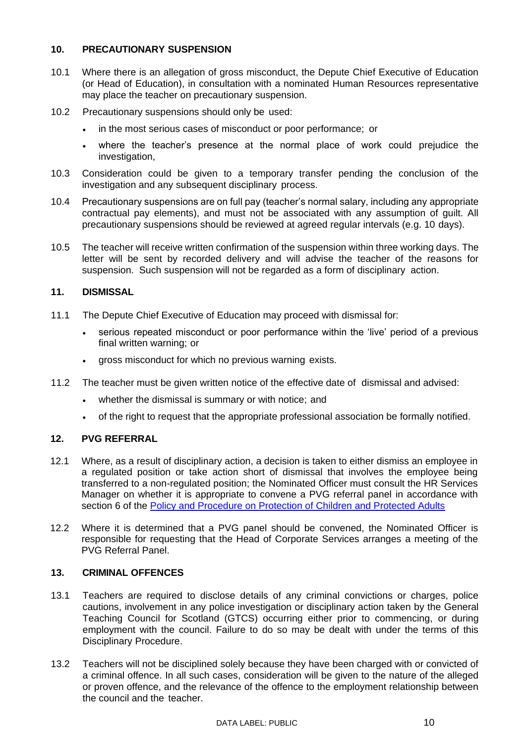## 10. PRECAUTIONARY SUSPENSION

10.1 Where there is an allegation of gross misconduct, the Depute Chief Executive of Education (or Head of Education), in consultation with a nominated Human Resources representative may place the teacher on precautionary suspension.

10.2 Precautionary suspensions should only be used:

- in the most serious cases of misconduct or poor performance; or
- where the teacher's presence at the normal place of work could prejudice the investigation,

10.3 Consideration could be given to a temporary transfer pending the conclusion of the investigation and any subsequent disciplinary process.

10.4 Precautionary suspensions are on full pay (teacher's normal salary, including any appropriate contractual pay elements), and must not be associated with any assumption of guilt. All precautionary suspensions should be reviewed at agreed regular intervals (e.g. 10 days).

10.5 The teacher will receive written confirmation of the suspension within three working days. The letter will be sent by recorded delivery and will advise the teacher of the reasons for suspension. Such suspension will not be regarded as a form of disciplinary action.

## 11. DISMISSAL

11.1 The Depute Chief Executive of Education may proceed with dismissal for:

- serious repeated misconduct or poor performance within the 'live' period of a previous final written warning; or
- gross misconduct for which no previous warning exists.

11.2 The teacher must be given written notice of the effective date of dismissal and advised:

- whether the dismissal is summary or with notice; and
- of the right to request that the appropriate professional association be formally notified.

## 12. PVG REFERRAL

12.1 Where, as a result of disciplinary action, a decision is taken to either dismiss an employee in a regulated position or take action short of dismissal that involves the employee being transferred to a non-regulated position; the Nominated Officer must consult the HR Services Manager on whether it is appropriate to convene a PVG referral panel in accordance with section 6 of the Policy and Procedure on Protection of Children and Protected Adults

12.2 Where it is determined that a PVG panel should be convened, the Nominated Officer is responsible for requesting that the Head of Corporate Services arranges a meeting of the PVG Referral Panel.

## 13. CRIMINAL OFFENCES

13.1 Teachers are required to disclose details of any criminal convictions or charges, police cautions, involvement in any police investigation or disciplinary action taken by the General Teaching Council for Scotland (GTCS) occurring either prior to commencing, or during employment with the council. Failure to do so may be dealt with under the terms of this Disciplinary Procedure.

13.2 Teachers will not be disciplined solely because they have been charged with or convicted of a criminal offence. In all such cases, consideration will be given to the nature of the alleged or proven offence, and the relevance of the offence to the employment relationship between the council and the teacher.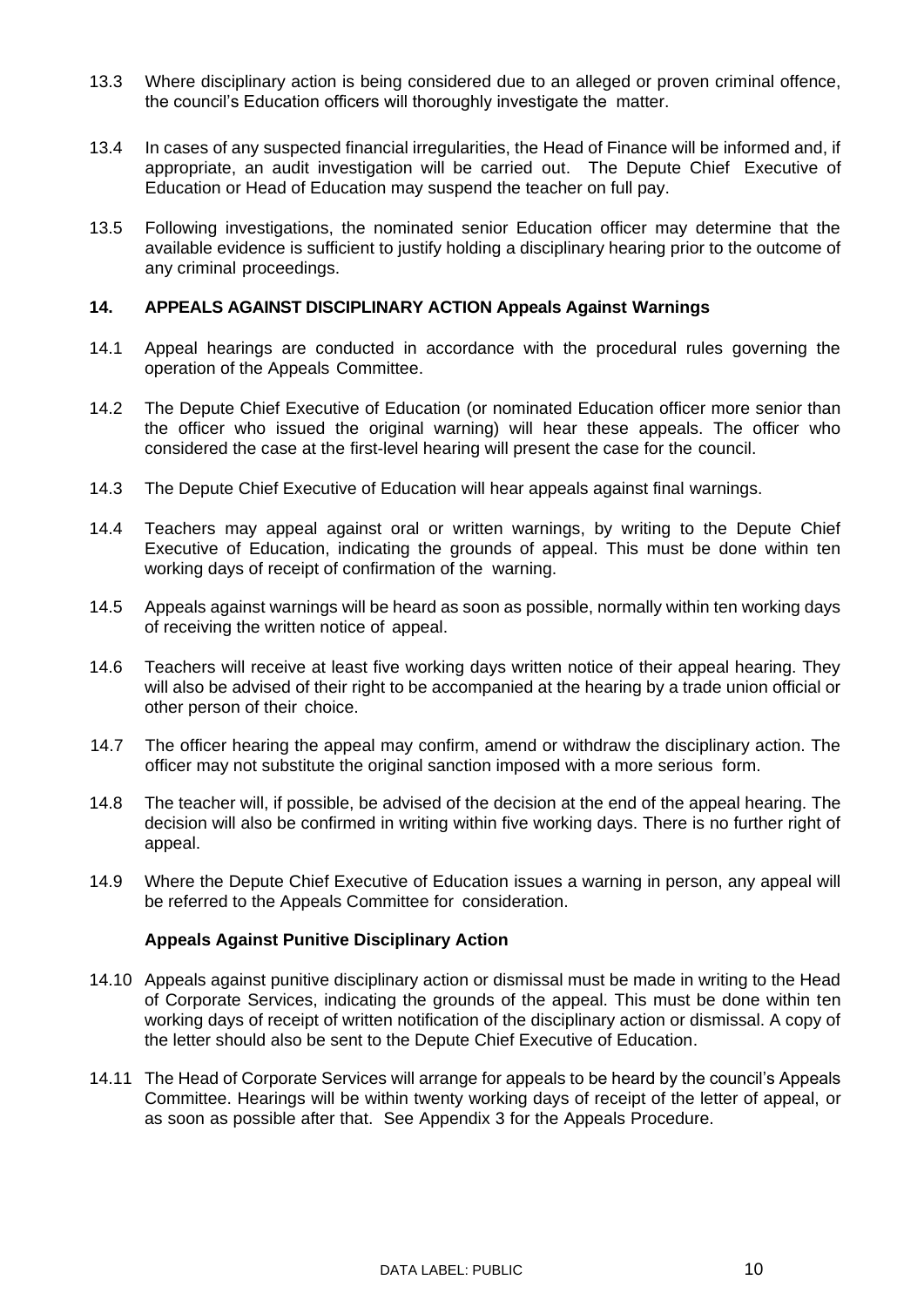13.3 Where disciplinary action is being considered due to an alleged or proven criminal offence, the council's Education officers will thoroughly investigate the matter.

13.4 In cases of any suspected financial irregularities, the Head of Finance will be informed and, if appropriate, an audit investigation will be carried out. The Depute Chief Executive of Education or Head of Education may suspend the teacher on full pay.

13.5 Following investigations, the nominated senior Education officer may determine that the available evidence is sufficient to justify holding a disciplinary hearing prior to the outcome of any criminal proceedings.

## 14. APPEALS AGAINST DISCIPLINARY ACTION Appeals Against Warnings

14.1 Appeal hearings are conducted in accordance with the procedural rules governing the operation of the Appeals Committee.

14.2 The Depute Chief Executive of Education (or nominated Education officer more senior than the officer who issued the original warning) will hear these appeals. The officer who considered the case at the first-level hearing will present the case for the council.

14.3 The Depute Chief Executive of Education will hear appeals against final warnings.

14.4 Teachers may appeal against oral or written warnings, by writing to the Depute Chief Executive of Education, indicating the grounds of appeal. This must be done within ten working days of receipt of confirmation of the warning.

14.5 Appeals against warnings will be heard as soon as possible, normally within ten working days of receiving the written notice of appeal.

14.6 Teachers will receive at least five working days written notice of their appeal hearing. They will also be advised of their right to be accompanied at the hearing by a trade union official or other person of their choice.

14.7 The officer hearing the appeal may confirm, amend or withdraw the disciplinary action. The officer may not substitute the original sanction imposed with a more serious form.

14.8 The teacher will, if possible, be advised of the decision at the end of the appeal hearing. The decision will also be confirmed in writing within five working days. There is no further right of appeal.

14.9 Where the Depute Chief Executive of Education issues a warning in person, any appeal will be referred to the Appeals Committee for consideration.

### Appeals Against Punitive Disciplinary Action

14.10 Appeals against punitive disciplinary action or dismissal must be made in writing to the Head of Corporate Services, indicating the grounds of the appeal. This must be done within ten working days of receipt of written notification of the disciplinary action or dismissal. A copy of the letter should also be sent to the Depute Chief Executive of Education.

14.11 The Head of Corporate Services will arrange for appeals to be heard by the council's Appeals Committee. Hearings will be within twenty working days of receipt of the letter of appeal, or as soon as possible after that. See Appendix 3 for the Appeals Procedure.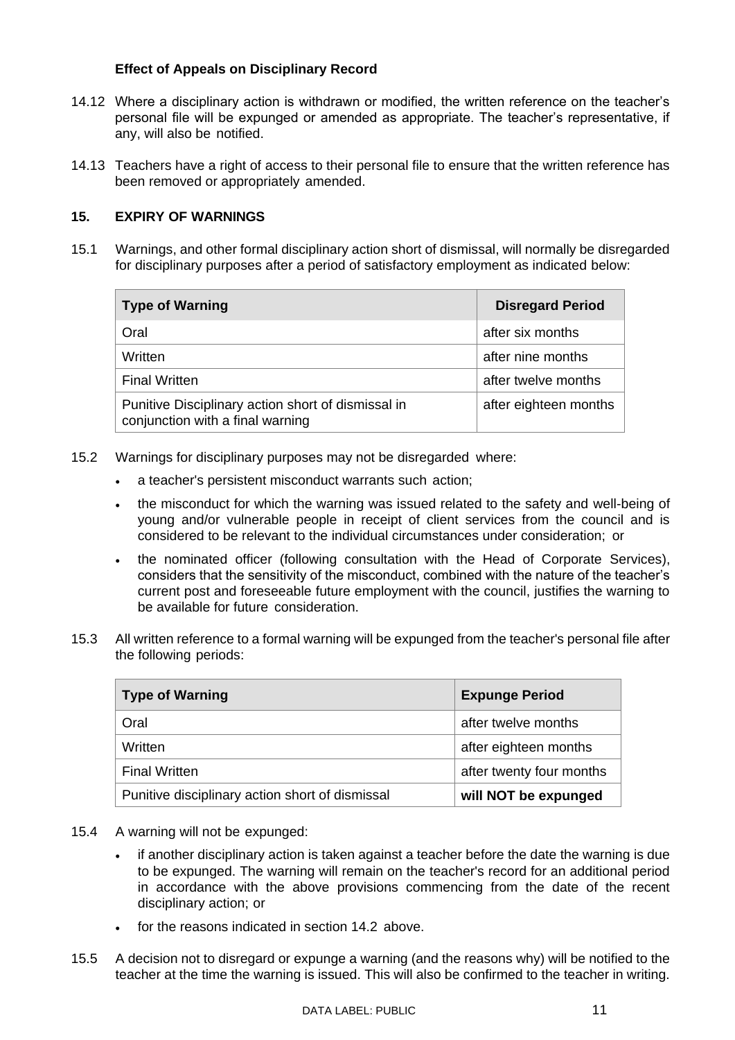**Effect of Appeals on Disciplinary Record**

14.12 Where a disciplinary action is withdrawn or modified, the written reference on the teacher's personal file will be expunged or amended as appropriate. The teacher's representative, if any, will also be notified.

14.13 Teachers have a right of access to their personal file to ensure that the written reference has been removed or appropriately amended.

## 15. EXPIRY OF WARNINGS

15.1 Warnings, and other formal disciplinary action short of dismissal, will normally be disregarded for disciplinary purposes after a period of satisfactory employment as indicated below:

| Type of Warning | Disregard Period |
|---|---|
| Oral | after six months |
| Written | after nine months |
| Final Written | after twelve months |
| Punitive Disciplinary action short of dismissal in conjunction with a final warning | after eighteen months |

15.2 Warnings for disciplinary purposes may not be disregarded where:

- a teacher's persistent misconduct warrants such action;
- the misconduct for which the warning was issued related to the safety and well-being of young and/or vulnerable people in receipt of client services from the council and is considered to be relevant to the individual circumstances under consideration; or
- the nominated officer (following consultation with the Head of Corporate Services), considers that the sensitivity of the misconduct, combined with the nature of the teacher's current post and foreseeable future employment with the council, justifies the warning to be available for future consideration.

15.3 All written reference to a formal warning will be expunged from the teacher's personal file after the following periods:

| Type of Warning | Expunge Period |
|---|---|
| Oral | after twelve months |
| Written | after eighteen months |
| Final Written | after twenty four months |
| Punitive disciplinary action short of dismissal | **will NOT be expunged** |

15.4 A warning will not be expunged:

- if another disciplinary action is taken against a teacher before the date the warning is due to be expunged. The warning will remain on the teacher's record for an additional period in accordance with the above provisions commencing from the date of the recent disciplinary action; or
- for the reasons indicated in section 14.2 above.

15.5 A decision not to disregard or expunge a warning (and the reasons why) will be notified to the teacher at the time the warning is issued. This will also be confirmed to the teacher in writing.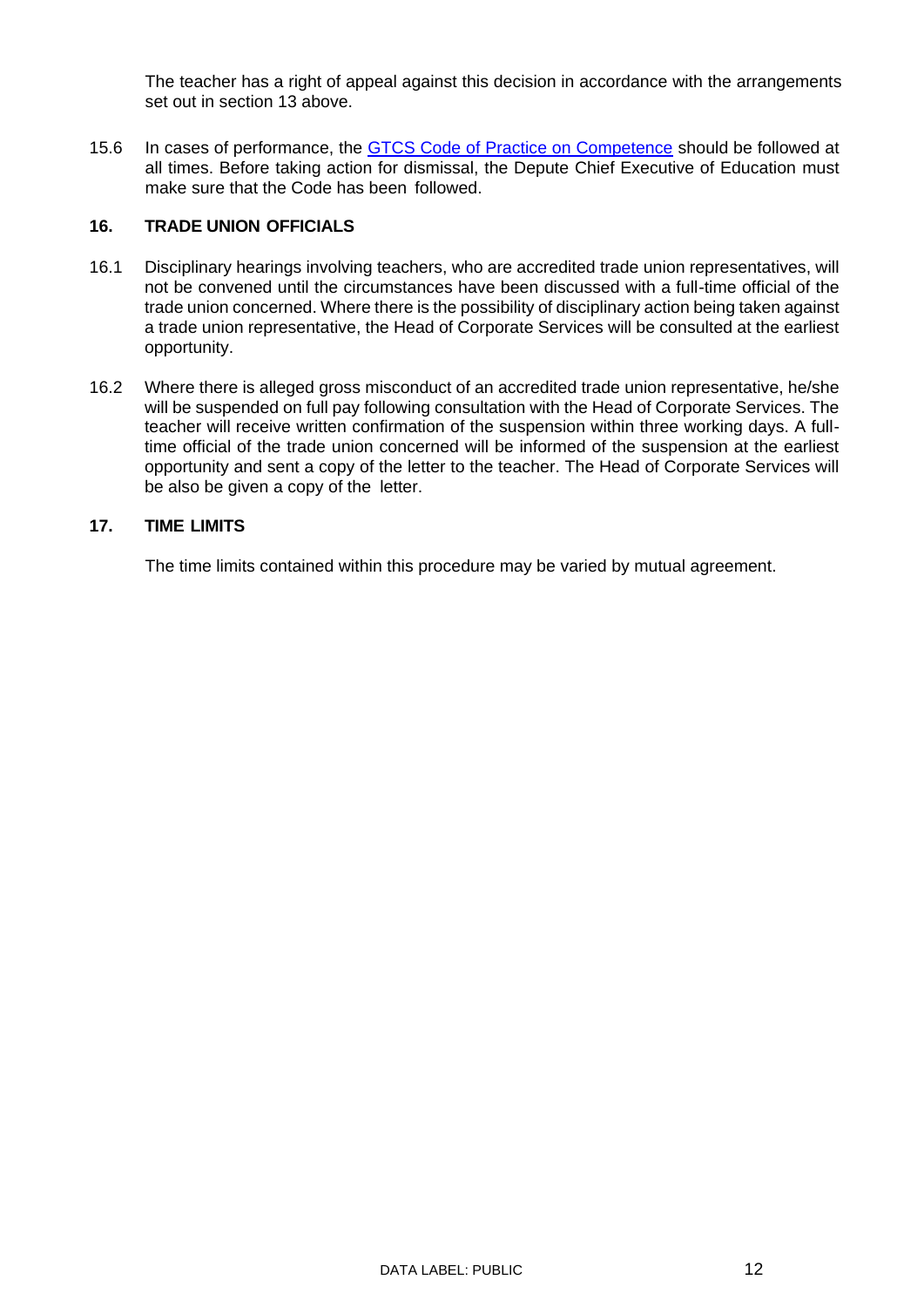The teacher has a right of appeal against this decision in accordance with the arrangements set out in section 13 above.

15.6 In cases of performance, the [GTCS Code of Practice on Competence] should be followed at all times. Before taking action for dismissal, the Depute Chief Executive of Education must make sure that the Code has been followed.

## 16. TRADE UNION OFFICIALS

16.1 Disciplinary hearings involving teachers, who are accredited trade union representatives, will not be convened until the circumstances have been discussed with a full-time official of the trade union concerned. Where there is the possibility of disciplinary action being taken against a trade union representative, the Head of Corporate Services will be consulted at the earliest opportunity.

16.2 Where there is alleged gross misconduct of an accredited trade union representative, he/she will be suspended on full pay following consultation with the Head of Corporate Services. The teacher will receive written confirmation of the suspension within three working days. A full-time official of the trade union concerned will be informed of the suspension at the earliest opportunity and sent a copy of the letter to the teacher. The Head of Corporate Services will be also be given a copy of the letter.

## 17. TIME LIMITS

The time limits contained within this procedure may be varied by mutual agreement.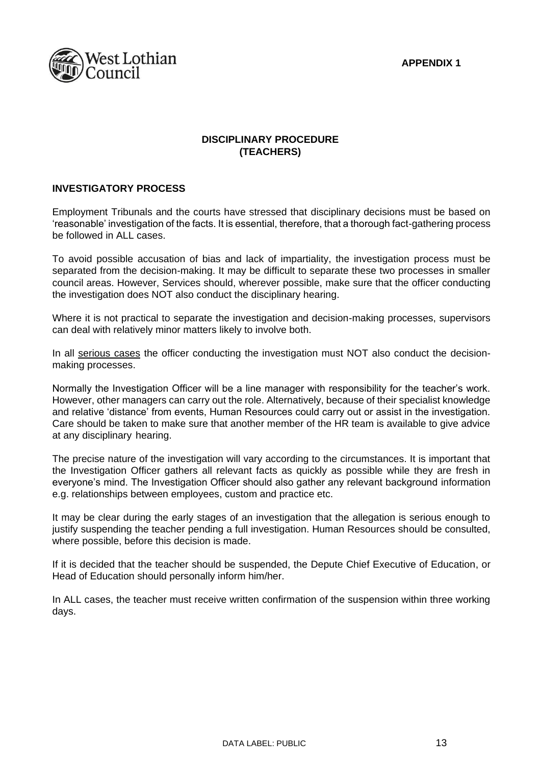**APPENDIX 1**

# DISCIPLINARY PROCEDURE (TEACHERS)

## INVESTIGATORY PROCESS

Employment Tribunals and the courts have stressed that disciplinary decisions must be based on 'reasonable' investigation of the facts. It is essential, therefore, that a thorough fact-gathering process be followed in ALL cases.

To avoid possible accusation of bias and lack of impartiality, the investigation process must be separated from the decision-making. It may be difficult to separate these two processes in smaller council areas. However, Services should, wherever possible, make sure that the officer conducting the investigation does NOT also conduct the disciplinary hearing.

Where it is not practical to separate the investigation and decision-making processes, supervisors can deal with relatively minor matters likely to involve both.

In all <u>serious cases</u> the officer conducting the investigation must NOT also conduct the decision-making processes.

Normally the Investigation Officer will be a line manager with responsibility for the teacher's work. However, other managers can carry out the role. Alternatively, because of their specialist knowledge and relative 'distance' from events, Human Resources could carry out or assist in the investigation. Care should be taken to make sure that another member of the HR team is available to give advice at any disciplinary hearing.

The precise nature of the investigation will vary according to the circumstances. It is important that the Investigation Officer gathers all relevant facts as quickly as possible while they are fresh in everyone's mind. The Investigation Officer should also gather any relevant background information e.g. relationships between employees, custom and practice etc.

It may be clear during the early stages of an investigation that the allegation is serious enough to justify suspending the teacher pending a full investigation. Human Resources should be consulted, where possible, before this decision is made.

If it is decided that the teacher should be suspended, the Depute Chief Executive of Education, or Head of Education should personally inform him/her.

In ALL cases, the teacher must receive written confirmation of the suspension within three working days.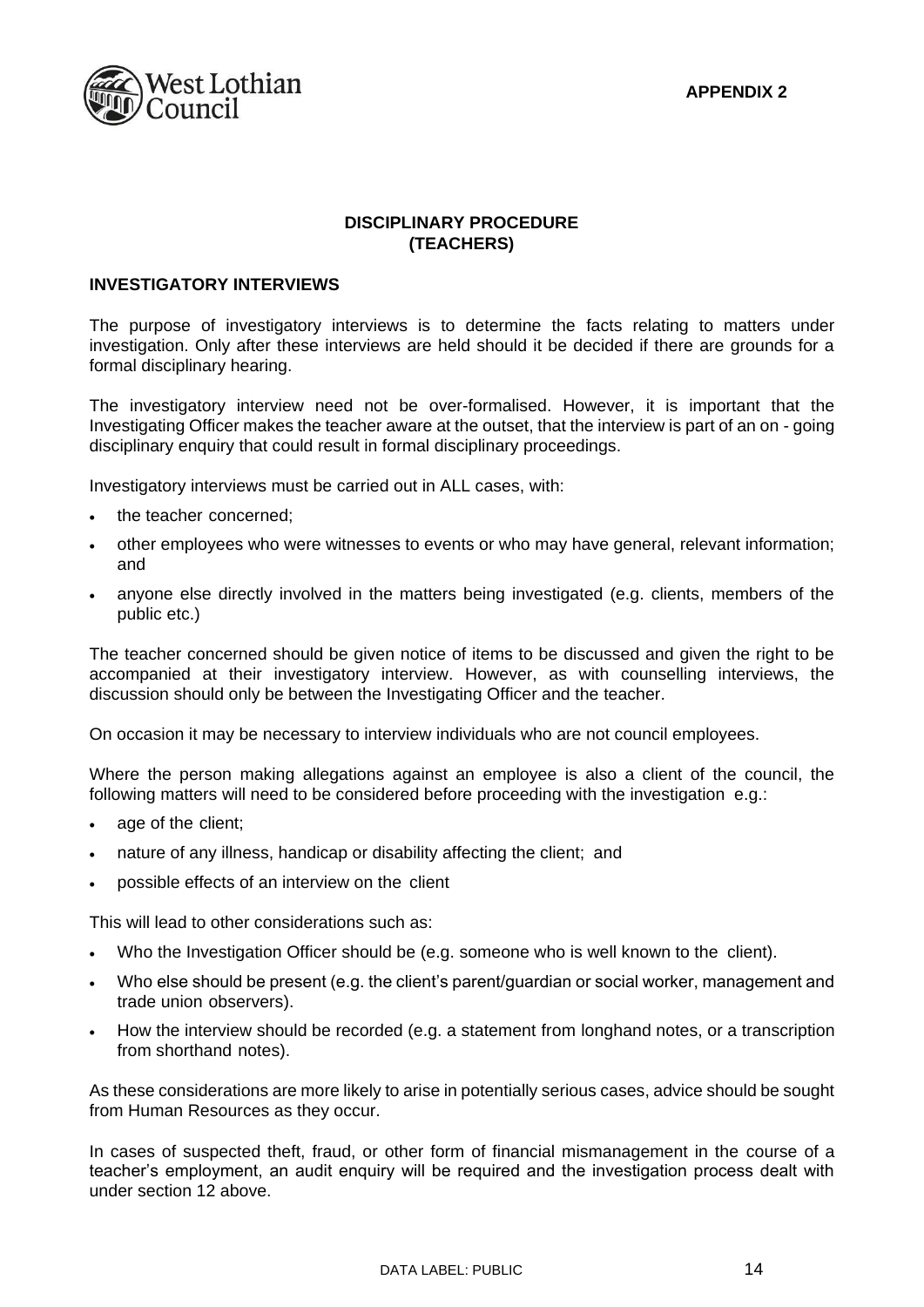**APPENDIX 2**

## DISCIPLINARY PROCEDURE
## (TEACHERS)

### INVESTIGATORY INTERVIEWS

The purpose of investigatory interviews is to determine the facts relating to matters under investigation. Only after these interviews are held should it be decided if there are grounds for a formal disciplinary hearing.

The investigatory interview need not be over-formalised. However, it is important that the Investigating Officer makes the teacher aware at the outset, that the interview is part of an on - going disciplinary enquiry that could result in formal disciplinary proceedings.

Investigatory interviews must be carried out in ALL cases, with:

- the teacher concerned;
- other employees who were witnesses to events or who may have general, relevant information; and
- anyone else directly involved in the matters being investigated (e.g. clients, members of the public etc.)

The teacher concerned should be given notice of items to be discussed and given the right to be accompanied at their investigatory interview. However, as with counselling interviews, the discussion should only be between the Investigating Officer and the teacher.

On occasion it may be necessary to interview individuals who are not council employees.

Where the person making allegations against an employee is also a client of the council, the following matters will need to be considered before proceeding with the investigation e.g.:

- age of the client;
- nature of any illness, handicap or disability affecting the client; and
- possible effects of an interview on the client

This will lead to other considerations such as:

- Who the Investigation Officer should be (e.g. someone who is well known to the client).
- Who else should be present (e.g. the client's parent/guardian or social worker, management and trade union observers).
- How the interview should be recorded (e.g. a statement from longhand notes, or a transcription from shorthand notes).

As these considerations are more likely to arise in potentially serious cases, advice should be sought from Human Resources as they occur.

In cases of suspected theft, fraud, or other form of financial mismanagement in the course of a teacher's employment, an audit enquiry will be required and the investigation process dealt with under section 12 above.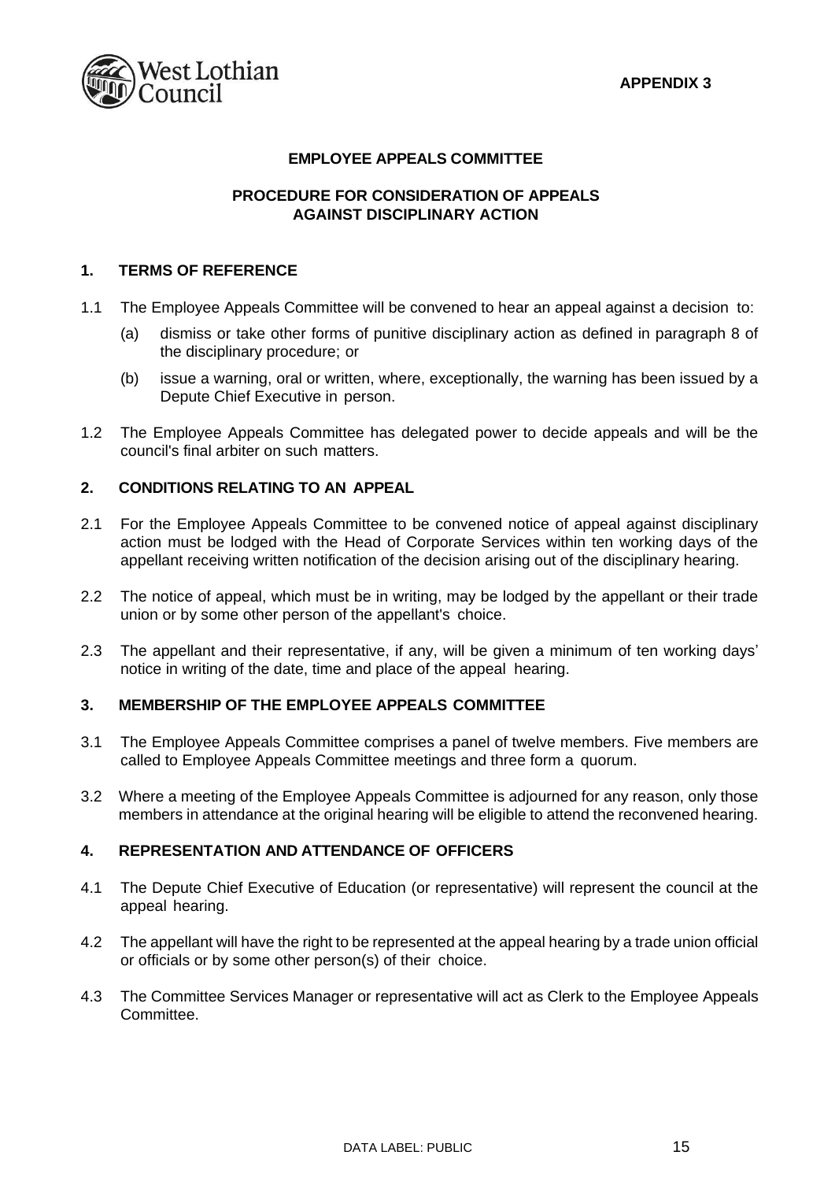APPENDIX 3

# EMPLOYEE APPEALS COMMITTEE

## PROCEDURE FOR CONSIDERATION OF APPEALS AGAINST DISCIPLINARY ACTION

### 1. TERMS OF REFERENCE

1.1 The Employee Appeals Committee will be convened to hear an appeal against a decision to:

(a) dismiss or take other forms of punitive disciplinary action as defined in paragraph 8 of the disciplinary procedure; or

(b) issue a warning, oral or written, where, exceptionally, the warning has been issued by a Depute Chief Executive in person.

1.2 The Employee Appeals Committee has delegated power to decide appeals and will be the council's final arbiter on such matters.

### 2. CONDITIONS RELATING TO AN APPEAL

2.1 For the Employee Appeals Committee to be convened notice of appeal against disciplinary action must be lodged with the Head of Corporate Services within ten working days of the appellant receiving written notification of the decision arising out of the disciplinary hearing.

2.2 The notice of appeal, which must be in writing, may be lodged by the appellant or their trade union or by some other person of the appellant's choice.

2.3 The appellant and their representative, if any, will be given a minimum of ten working days' notice in writing of the date, time and place of the appeal hearing.

### 3. MEMBERSHIP OF THE EMPLOYEE APPEALS COMMITTEE

3.1 The Employee Appeals Committee comprises a panel of twelve members. Five members are called to Employee Appeals Committee meetings and three form a quorum.

3.2 Where a meeting of the Employee Appeals Committee is adjourned for any reason, only those members in attendance at the original hearing will be eligible to attend the reconvened hearing.

### 4. REPRESENTATION AND ATTENDANCE OF OFFICERS

4.1 The Depute Chief Executive of Education (or representative) will represent the council at the appeal hearing.

4.2 The appellant will have the right to be represented at the appeal hearing by a trade union official or officials or by some other person(s) of their choice.

4.3 The Committee Services Manager or representative will act as Clerk to the Employee Appeals Committee.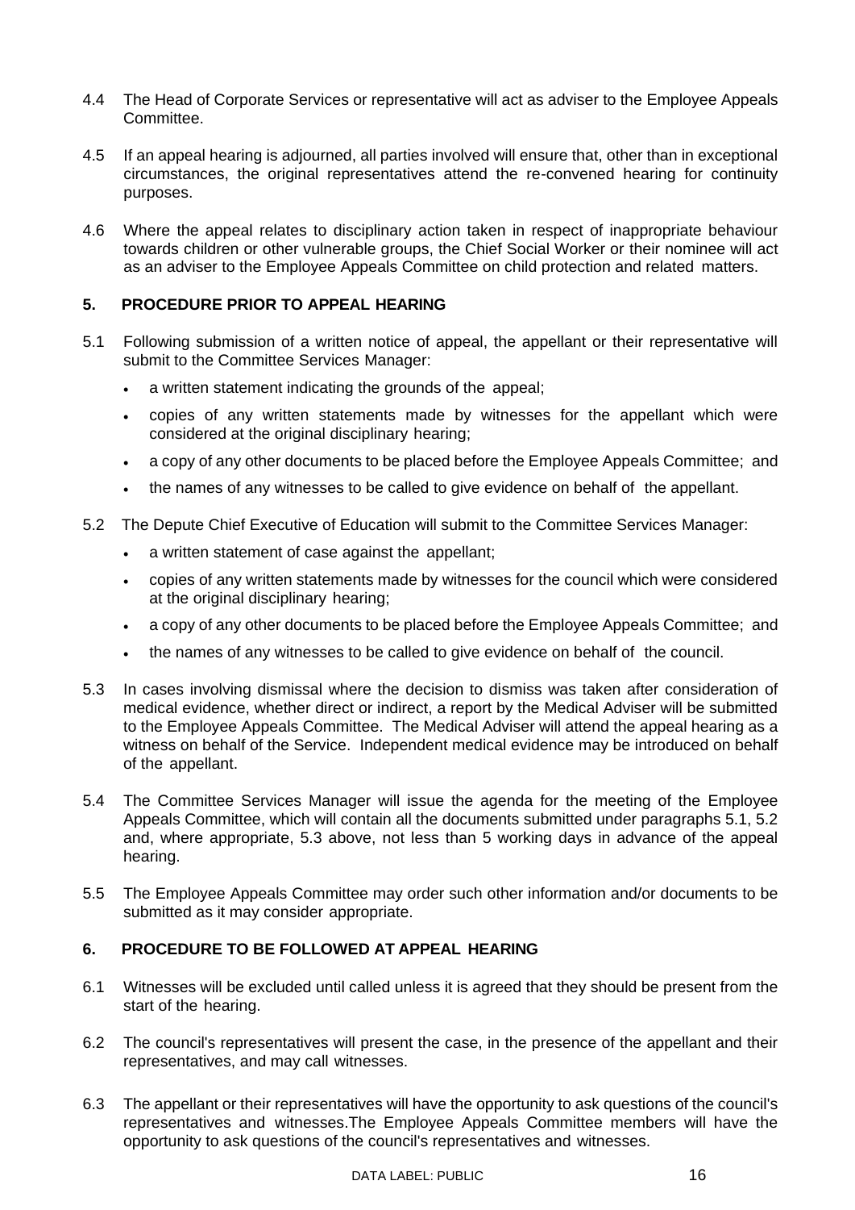4.4 The Head of Corporate Services or representative will act as adviser to the Employee Appeals Committee.

4.5 If an appeal hearing is adjourned, all parties involved will ensure that, other than in exceptional circumstances, the original representatives attend the re-convened hearing for continuity purposes.

4.6 Where the appeal relates to disciplinary action taken in respect of inappropriate behaviour towards children or other vulnerable groups, the Chief Social Worker or their nominee will act as an adviser to the Employee Appeals Committee on child protection and related matters.

## 5. PROCEDURE PRIOR TO APPEAL HEARING

5.1 Following submission of a written notice of appeal, the appellant or their representative will submit to the Committee Services Manager:

- a written statement indicating the grounds of the appeal;
- copies of any written statements made by witnesses for the appellant which were considered at the original disciplinary hearing;
- a copy of any other documents to be placed before the Employee Appeals Committee; and
- the names of any witnesses to be called to give evidence on behalf of the appellant.

5.2 The Depute Chief Executive of Education will submit to the Committee Services Manager:

- a written statement of case against the appellant;
- copies of any written statements made by witnesses for the council which were considered at the original disciplinary hearing;
- a copy of any other documents to be placed before the Employee Appeals Committee; and
- the names of any witnesses to be called to give evidence on behalf of the council.

5.3 In cases involving dismissal where the decision to dismiss was taken after consideration of medical evidence, whether direct or indirect, a report by the Medical Adviser will be submitted to the Employee Appeals Committee. The Medical Adviser will attend the appeal hearing as a witness on behalf of the Service. Independent medical evidence may be introduced on behalf of the appellant.

5.4 The Committee Services Manager will issue the agenda for the meeting of the Employee Appeals Committee, which will contain all the documents submitted under paragraphs 5.1, 5.2 and, where appropriate, 5.3 above, not less than 5 working days in advance of the appeal hearing.

5.5 The Employee Appeals Committee may order such other information and/or documents to be submitted as it may consider appropriate.

## 6. PROCEDURE TO BE FOLLOWED AT APPEAL HEARING

6.1 Witnesses will be excluded until called unless it is agreed that they should be present from the start of the hearing.

6.2 The council's representatives will present the case, in the presence of the appellant and their representatives, and may call witnesses.

6.3 The appellant or their representatives will have the opportunity to ask questions of the council's representatives and witnesses.The Employee Appeals Committee members will have the opportunity to ask questions of the council's representatives and witnesses.

DATA LABEL: PUBLIC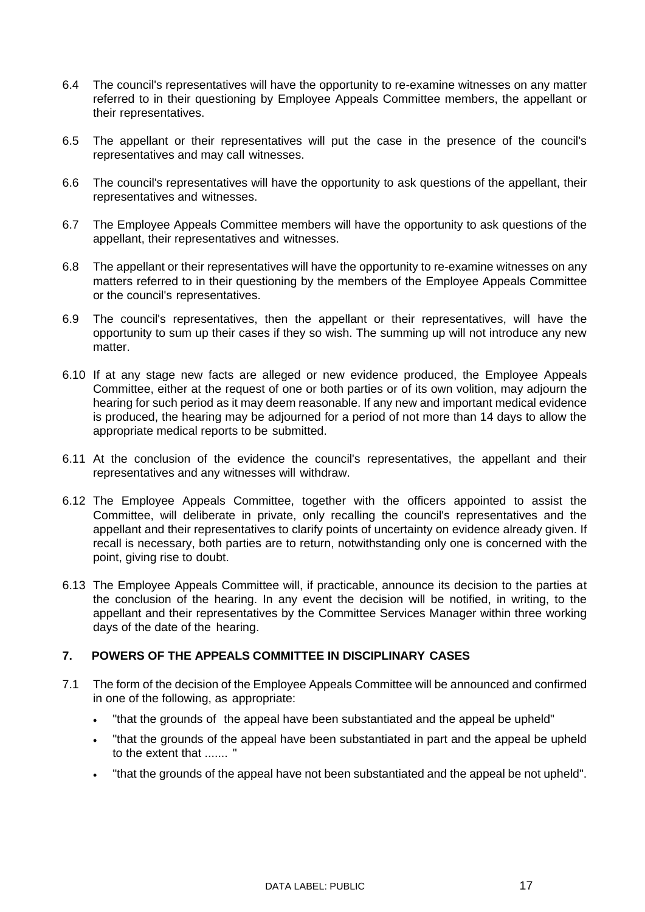6.4 The council's representatives will have the opportunity to re-examine witnesses on any matter referred to in their questioning by Employee Appeals Committee members, the appellant or their representatives.

6.5 The appellant or their representatives will put the case in the presence of the council's representatives and may call witnesses.

6.6 The council's representatives will have the opportunity to ask questions of the appellant, their representatives and witnesses.

6.7 The Employee Appeals Committee members will have the opportunity to ask questions of the appellant, their representatives and witnesses.

6.8 The appellant or their representatives will have the opportunity to re-examine witnesses on any matters referred to in their questioning by the members of the Employee Appeals Committee or the council's representatives.

6.9 The council's representatives, then the appellant or their representatives, will have the opportunity to sum up their cases if they so wish. The summing up will not introduce any new matter.

6.10 If at any stage new facts are alleged or new evidence produced, the Employee Appeals Committee, either at the request of one or both parties or of its own volition, may adjourn the hearing for such period as it may deem reasonable. If any new and important medical evidence is produced, the hearing may be adjourned for a period of not more than 14 days to allow the appropriate medical reports to be submitted.

6.11 At the conclusion of the evidence the council's representatives, the appellant and their representatives and any witnesses will withdraw.

6.12 The Employee Appeals Committee, together with the officers appointed to assist the Committee, will deliberate in private, only recalling the council's representatives and the appellant and their representatives to clarify points of uncertainty on evidence already given. If recall is necessary, both parties are to return, notwithstanding only one is concerned with the point, giving rise to doubt.

6.13 The Employee Appeals Committee will, if practicable, announce its decision to the parties at the conclusion of the hearing. In any event the decision will be notified, in writing, to the appellant and their representatives by the Committee Services Manager within three working days of the date of the hearing.

## 7. POWERS OF THE APPEALS COMMITTEE IN DISCIPLINARY CASES

7.1 The form of the decision of the Employee Appeals Committee will be announced and confirmed in one of the following, as appropriate:

- "that the grounds of the appeal have been substantiated and the appeal be upheld"
- "that the grounds of the appeal have been substantiated in part and the appeal be upheld to the extent that ....... "
- "that the grounds of the appeal have not been substantiated and the appeal be not upheld".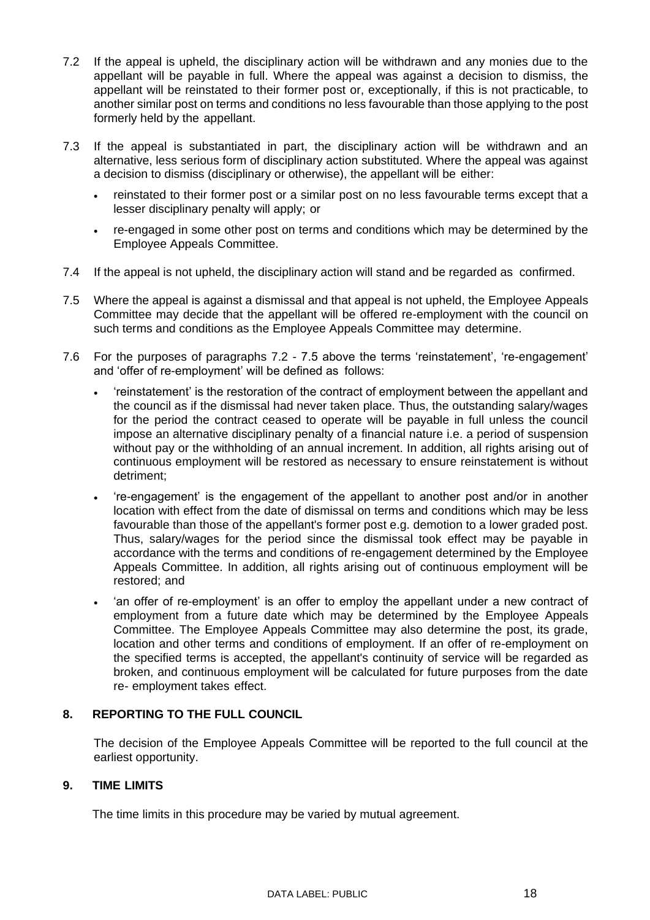7.2 If the appeal is upheld, the disciplinary action will be withdrawn and any monies due to the appellant will be payable in full. Where the appeal was against a decision to dismiss, the appellant will be reinstated to their former post or, exceptionally, if this is not practicable, to another similar post on terms and conditions no less favourable than those applying to the post formerly held by the appellant.

7.3 If the appeal is substantiated in part, the disciplinary action will be withdrawn and an alternative, less serious form of disciplinary action substituted. Where the appeal was against a decision to dismiss (disciplinary or otherwise), the appellant will be either:

- reinstated to their former post or a similar post on no less favourable terms except that a lesser disciplinary penalty will apply; or
- re-engaged in some other post on terms and conditions which may be determined by the Employee Appeals Committee.

7.4 If the appeal is not upheld, the disciplinary action will stand and be regarded as confirmed.

7.5 Where the appeal is against a dismissal and that appeal is not upheld, the Employee Appeals Committee may decide that the appellant will be offered re-employment with the council on such terms and conditions as the Employee Appeals Committee may determine.

7.6 For the purposes of paragraphs 7.2 - 7.5 above the terms 'reinstatement', 're-engagement' and 'offer of re-employment' will be defined as follows:

- 'reinstatement' is the restoration of the contract of employment between the appellant and the council as if the dismissal had never taken place. Thus, the outstanding salary/wages for the period the contract ceased to operate will be payable in full unless the council impose an alternative disciplinary penalty of a financial nature i.e. a period of suspension without pay or the withholding of an annual increment. In addition, all rights arising out of continuous employment will be restored as necessary to ensure reinstatement is without detriment;
- 're-engagement' is the engagement of the appellant to another post and/or in another location with effect from the date of dismissal on terms and conditions which may be less favourable than those of the appellant's former post e.g. demotion to a lower graded post. Thus, salary/wages for the period since the dismissal took effect may be payable in accordance with the terms and conditions of re-engagement determined by the Employee Appeals Committee. In addition, all rights arising out of continuous employment will be restored; and
- 'an offer of re-employment' is an offer to employ the appellant under a new contract of employment from a future date which may be determined by the Employee Appeals Committee. The Employee Appeals Committee may also determine the post, its grade, location and other terms and conditions of employment. If an offer of re-employment on the specified terms is accepted, the appellant's continuity of service will be regarded as broken, and continuous employment will be calculated for future purposes from the date re- employment takes effect.

## 8. REPORTING TO THE FULL COUNCIL

The decision of the Employee Appeals Committee will be reported to the full council at the earliest opportunity.

## 9. TIME LIMITS

The time limits in this procedure may be varied by mutual agreement.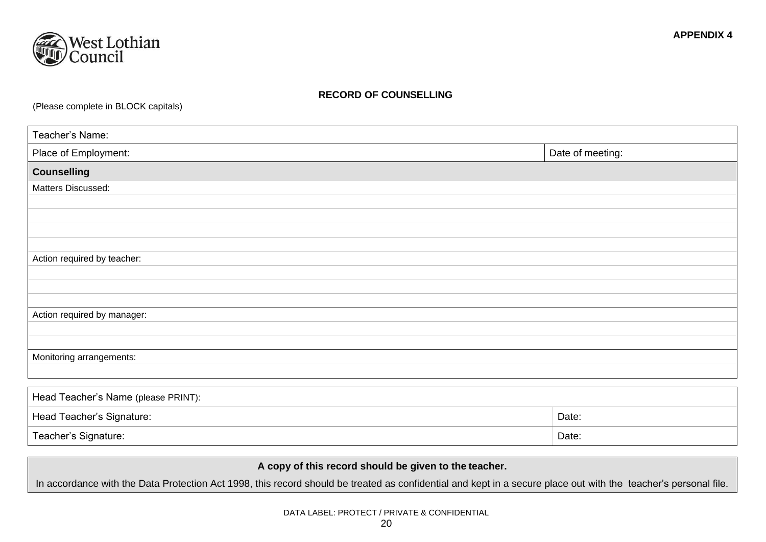APPENDIX 4

West Lothian Council

**RECORD OF COUNSELLING**

(Please complete in BLOCK capitals)

| Teacher's Name: | |
|---|---|
| Place of Employment: | Date of meeting: |
| **Counselling** | |
| Matters Discussed: | |
| | |
| | |
| | |
| | |
| Action required by teacher: | |
| | |
| | |
| | |
| Action required by manager: | |
| | |
| | |
| Monitoring arrangements: | |
| | |

| Head Teacher's Name (please PRINT): | |
|---|---|
| Head Teacher's Signature: | Date: |
| Teacher's Signature: | Date: |

**A copy of this record should be given to the teacher.**

In accordance with the Data Protection Act 1998, this record should be treated as confidential and kept in a secure place out with the teacher's personal file.

DATA LABEL: PROTECT / PRIVATE & CONFIDENTIAL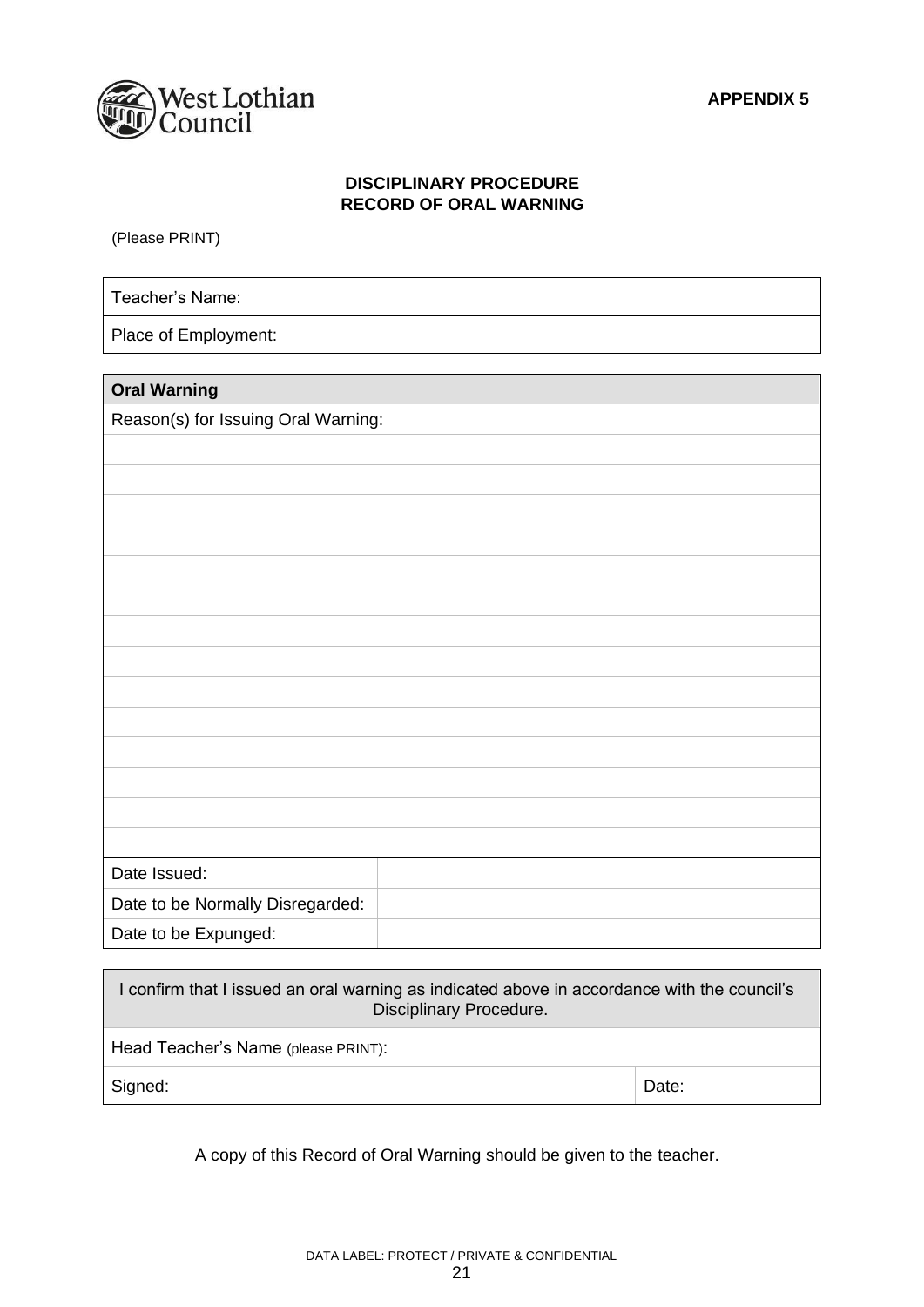West Lothian Council

**APPENDIX 5**

**DISCIPLINARY PROCEDURE**
**RECORD OF ORAL WARNING**

(Please PRINT)

| |
|---|
| Teacher's Name: |
| Place of Employment: |

| | |
|---|---|
| **Oral Warning** | |
| Reason(s) for Issuing Oral Warning: | |
| | |
| | |
| | |
| | |
| | |
| | |
| | |
| | |
| | |
| | |
| | |
| | |
| | |
| | |
| Date Issued: | |
| Date to be Normally Disregarded: | |
| Date to be Expunged: | |

| | |
|---|---|
| I confirm that I issued an oral warning as indicated above in accordance with the council's Disciplinary Procedure. | |
| Head Teacher's Name (please PRINT): | |
| Signed: | Date: |

A copy of this Record of Oral Warning should be given to the teacher.

DATA LABEL: PROTECT / PRIVATE & CONFIDENTIAL